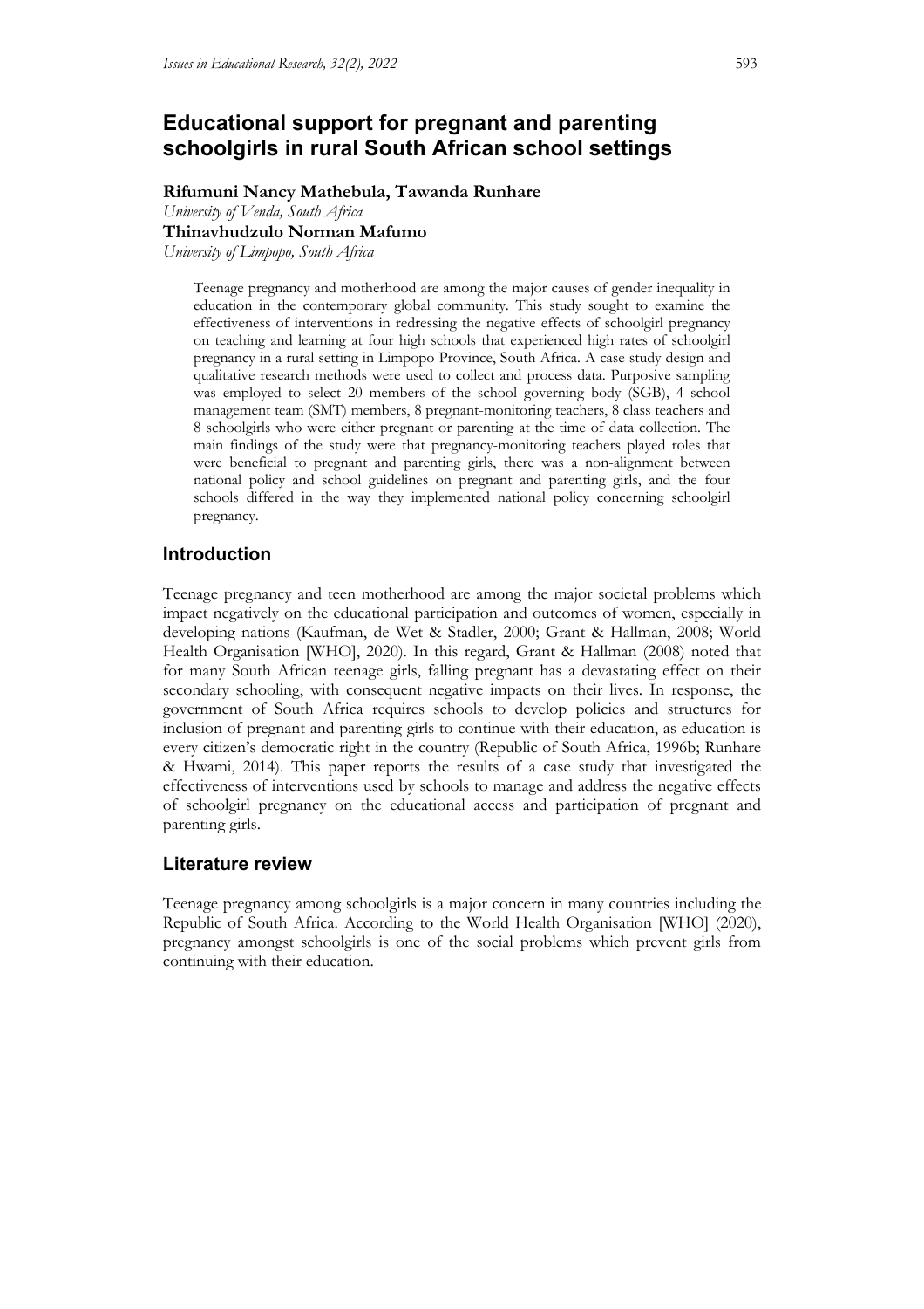# Educational support for pregnant and parenting schoolgirls in rural South African school settings

**Rifumuni Nancy Mathebula, Tawanda Runhare**
*University of Venda, South Africa*
**Thinavhudzulo Norman Mafumo**
*University of Limpopo, South Africa*

> Teenage pregnancy and motherhood are among the major causes of gender inequality in education in the contemporary global community. This study sought to examine the effectiveness of interventions in redressing the negative effects of schoolgirl pregnancy on teaching and learning at four high schools that experienced high rates of schoolgirl pregnancy in a rural setting in Limpopo Province, South Africa. A case study design and qualitative research methods were used to collect and process data. Purposive sampling was employed to select 20 members of the school governing body (SGB), 4 school management team (SMT) members, 8 pregnant-monitoring teachers, 8 class teachers and 8 schoolgirls who were either pregnant or parenting at the time of data collection. The main findings of the study were that pregnancy-monitoring teachers played roles that were beneficial to pregnant and parenting girls, there was a non-alignment between national policy and school guidelines on pregnant and parenting girls, and the four schools differed in the way they implemented national policy concerning schoolgirl pregnancy.

## Introduction

Teenage pregnancy and teen motherhood are among the major societal problems which impact negatively on the educational participation and outcomes of women, especially in developing nations (Kaufman, de Wet & Stadler, 2000; Grant & Hallman, 2008; World Health Organisation [WHO], 2020). In this regard, Grant & Hallman (2008) noted that for many South African teenage girls, falling pregnant has a devastating effect on their secondary schooling, with consequent negative impacts on their lives. In response, the government of South Africa requires schools to develop policies and structures for inclusion of pregnant and parenting girls to continue with their education, as education is every citizen's democratic right in the country (Republic of South Africa, 1996b; Runhare & Hwami, 2014). This paper reports the results of a case study that investigated the effectiveness of interventions used by schools to manage and address the negative effects of schoolgirl pregnancy on the educational access and participation of pregnant and parenting girls.

## Literature review

Teenage pregnancy among schoolgirls is a major concern in many countries including the Republic of South Africa. According to the World Health Organisation [WHO] (2020), pregnancy amongst schoolgirls is one of the social problems which prevent girls from continuing with their education.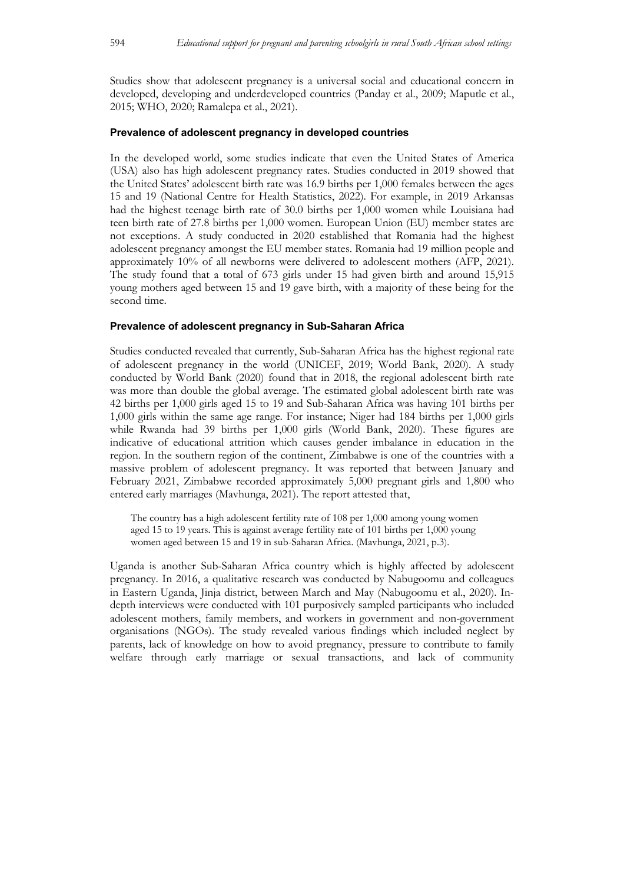Studies show that adolescent pregnancy is a universal social and educational concern in developed, developing and underdeveloped countries (Panday et al., 2009; Maputle et al., 2015; WHO, 2020; Ramalepa et al., 2021).

### Prevalence of adolescent pregnancy in developed countries

In the developed world, some studies indicate that even the United States of America (USA) also has high adolescent pregnancy rates. Studies conducted in 2019 showed that the United States' adolescent birth rate was 16.9 births per 1,000 females between the ages 15 and 19 (National Centre for Health Statistics, 2022). For example, in 2019 Arkansas had the highest teenage birth rate of 30.0 births per 1,000 women while Louisiana had teen birth rate of 27.8 births per 1,000 women. European Union (EU) member states are not exceptions. A study conducted in 2020 established that Romania had the highest adolescent pregnancy amongst the EU member states. Romania had 19 million people and approximately 10% of all newborns were delivered to adolescent mothers (AFP, 2021). The study found that a total of 673 girls under 15 had given birth and around 15,915 young mothers aged between 15 and 19 gave birth, with a majority of these being for the second time.

### Prevalence of adolescent pregnancy in Sub-Saharan Africa

Studies conducted revealed that currently, Sub-Saharan Africa has the highest regional rate of adolescent pregnancy in the world (UNICEF, 2019; World Bank, 2020). A study conducted by World Bank (2020) found that in 2018, the regional adolescent birth rate was more than double the global average. The estimated global adolescent birth rate was 42 births per 1,000 girls aged 15 to 19 and Sub-Saharan Africa was having 101 births per 1,000 girls within the same age range. For instance; Niger had 184 births per 1,000 girls while Rwanda had 39 births per 1,000 girls (World Bank, 2020). These figures are indicative of educational attrition which causes gender imbalance in education in the region. In the southern region of the continent, Zimbabwe is one of the countries with a massive problem of adolescent pregnancy. It was reported that between January and February 2021, Zimbabwe recorded approximately 5,000 pregnant girls and 1,800 who entered early marriages (Mavhunga, 2021). The report attested that,

> The country has a high adolescent fertility rate of 108 per 1,000 among young women aged 15 to 19 years. This is against average fertility rate of 101 births per 1,000 young women aged between 15 and 19 in sub-Saharan Africa. (Mavhunga, 2021, p.3).

Uganda is another Sub-Saharan Africa country which is highly affected by adolescent pregnancy. In 2016, a qualitative research was conducted by Nabugoomu and colleagues in Eastern Uganda, Jinja district, between March and May (Nabugoomu et al., 2020). In-depth interviews were conducted with 101 purposively sampled participants who included adolescent mothers, family members, and workers in government and non-government organisations (NGOs). The study revealed various findings which included neglect by parents, lack of knowledge on how to avoid pregnancy, pressure to contribute to family welfare through early marriage or sexual transactions, and lack of community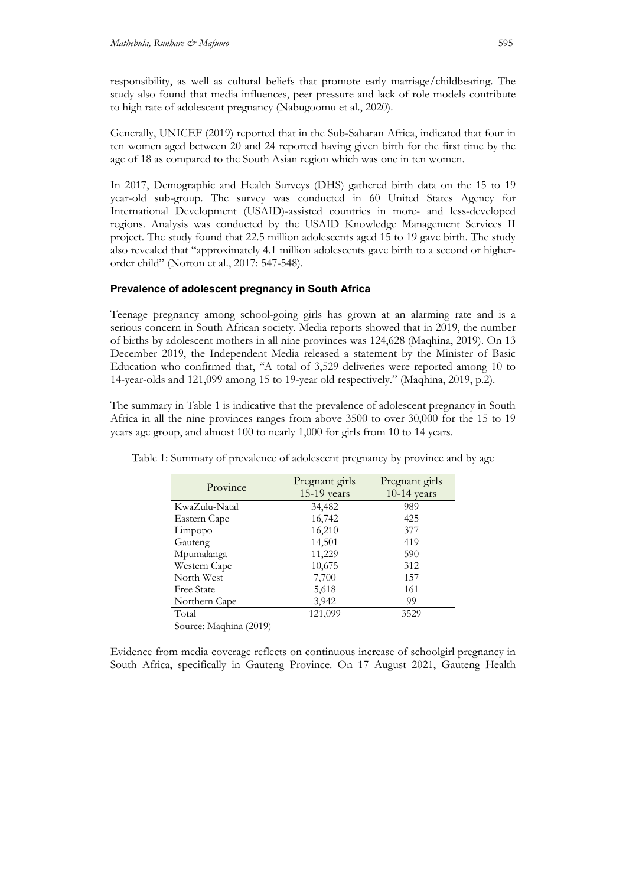responsibility, as well as cultural beliefs that promote early marriage/childbearing. The study also found that media influences, peer pressure and lack of role models contribute to high rate of adolescent pregnancy (Nabugoomu et al., 2020).

Generally, UNICEF (2019) reported that in the Sub-Saharan Africa, indicated that four in ten women aged between 20 and 24 reported having given birth for the first time by the age of 18 as compared to the South Asian region which was one in ten women.

In 2017, Demographic and Health Surveys (DHS) gathered birth data on the 15 to 19 year-old sub-group. The survey was conducted in 60 United States Agency for International Development (USAID)-assisted countries in more- and less-developed regions. Analysis was conducted by the USAID Knowledge Management Services II project. The study found that 22.5 million adolescents aged 15 to 19 gave birth. The study also revealed that "approximately 4.1 million adolescents gave birth to a second or higher-order child" (Norton et al., 2017: 547-548).

### Prevalence of adolescent pregnancy in South Africa

Teenage pregnancy among school-going girls has grown at an alarming rate and is a serious concern in South African society. Media reports showed that in 2019, the number of births by adolescent mothers in all nine provinces was 124,628 (Maqhina, 2019). On 13 December 2019, the Independent Media released a statement by the Minister of Basic Education who confirmed that, "A total of 3,529 deliveries were reported among 10 to 14-year-olds and 121,099 among 15 to 19-year old respectively." (Maqhina, 2019, p.2).

The summary in Table 1 is indicative that the prevalence of adolescent pregnancy in South Africa in all the nine provinces ranges from above 3500 to over 30,000 for the 15 to 19 years age group, and almost 100 to nearly 1,000 for girls from 10 to 14 years.

Table 1: Summary of prevalence of adolescent pregnancy by province and by age

| Province | Pregnant girls 15-19 years | Pregnant girls 10-14 years |
|---|---|---|
| KwaZulu-Natal | 34,482 | 989 |
| Eastern Cape | 16,742 | 425 |
| Limpopo | 16,210 | 377 |
| Gauteng | 14,501 | 419 |
| Mpumalanga | 11,229 | 590 |
| Western Cape | 10,675 | 312 |
| North West | 7,700 | 157 |
| Free State | 5,618 | 161 |
| Northern Cape | 3,942 | 99 |
| Total | 121,099 | 3529 |

Source: Maqhina (2019)

Evidence from media coverage reflects on continuous increase of schoolgirl pregnancy in South Africa, specifically in Gauteng Province. On 17 August 2021, Gauteng Health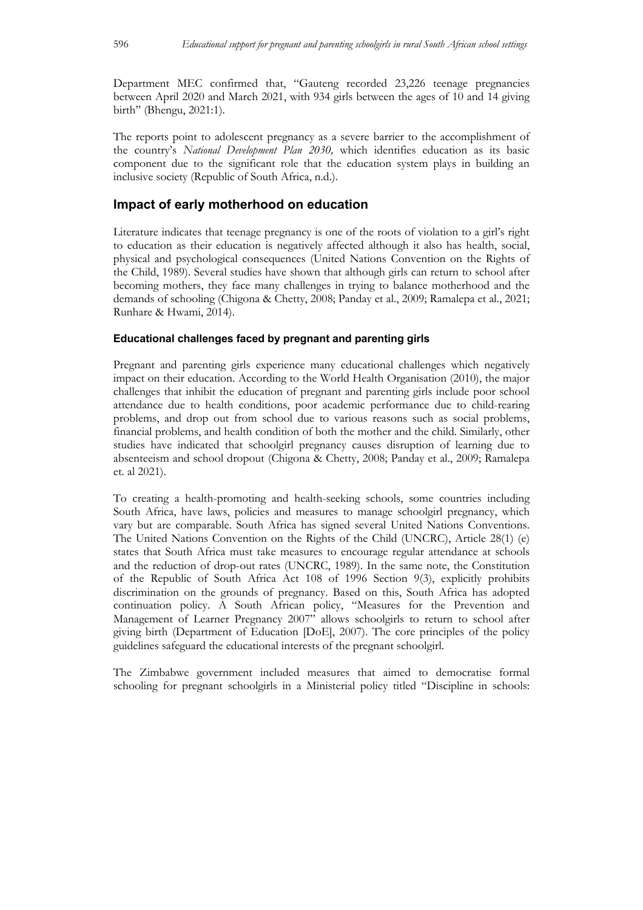Department MEC confirmed that, "Gauteng recorded 23,226 teenage pregnancies between April 2020 and March 2021, with 934 girls between the ages of 10 and 14 giving birth" (Bhengu, 2021:1).

The reports point to adolescent pregnancy as a severe barrier to the accomplishment of the country's *National Development Plan 2030,* which identifies education as its basic component due to the significant role that the education system plays in building an inclusive society (Republic of South Africa, n.d.).

## Impact of early motherhood on education

Literature indicates that teenage pregnancy is one of the roots of violation to a girl's right to education as their education is negatively affected although it also has health, social, physical and psychological consequences (United Nations Convention on the Rights of the Child, 1989). Several studies have shown that although girls can return to school after becoming mothers, they face many challenges in trying to balance motherhood and the demands of schooling (Chigona & Chetty, 2008; Panday et al., 2009; Ramalepa et al., 2021; Runhare & Hwami, 2014).

### Educational challenges faced by pregnant and parenting girls

Pregnant and parenting girls experience many educational challenges which negatively impact on their education. According to the World Health Organisation (2010), the major challenges that inhibit the education of pregnant and parenting girls include poor school attendance due to health conditions, poor academic performance due to child-rearing problems, and drop out from school due to various reasons such as social problems, financial problems, and health condition of both the mother and the child. Similarly, other studies have indicated that schoolgirl pregnancy causes disruption of learning due to absenteeism and school dropout (Chigona & Chetty, 2008; Panday et al., 2009; Ramalepa et. al 2021).

To creating a health-promoting and health-seeking schools, some countries including South Africa, have laws, policies and measures to manage schoolgirl pregnancy, which vary but are comparable. South Africa has signed several United Nations Conventions. The United Nations Convention on the Rights of the Child (UNCRC), Article 28(1) (e) states that South Africa must take measures to encourage regular attendance at schools and the reduction of drop-out rates (UNCRC, 1989). In the same note, the Constitution of the Republic of South Africa Act 108 of 1996 Section 9(3), explicitly prohibits discrimination on the grounds of pregnancy. Based on this, South Africa has adopted continuation policy. A South African policy, "Measures for the Prevention and Management of Learner Pregnancy 2007" allows schoolgirls to return to school after giving birth (Department of Education [DoE], 2007). The core principles of the policy guidelines safeguard the educational interests of the pregnant schoolgirl.

The Zimbabwe government included measures that aimed to democratise formal schooling for pregnant schoolgirls in a Ministerial policy titled "Discipline in schools: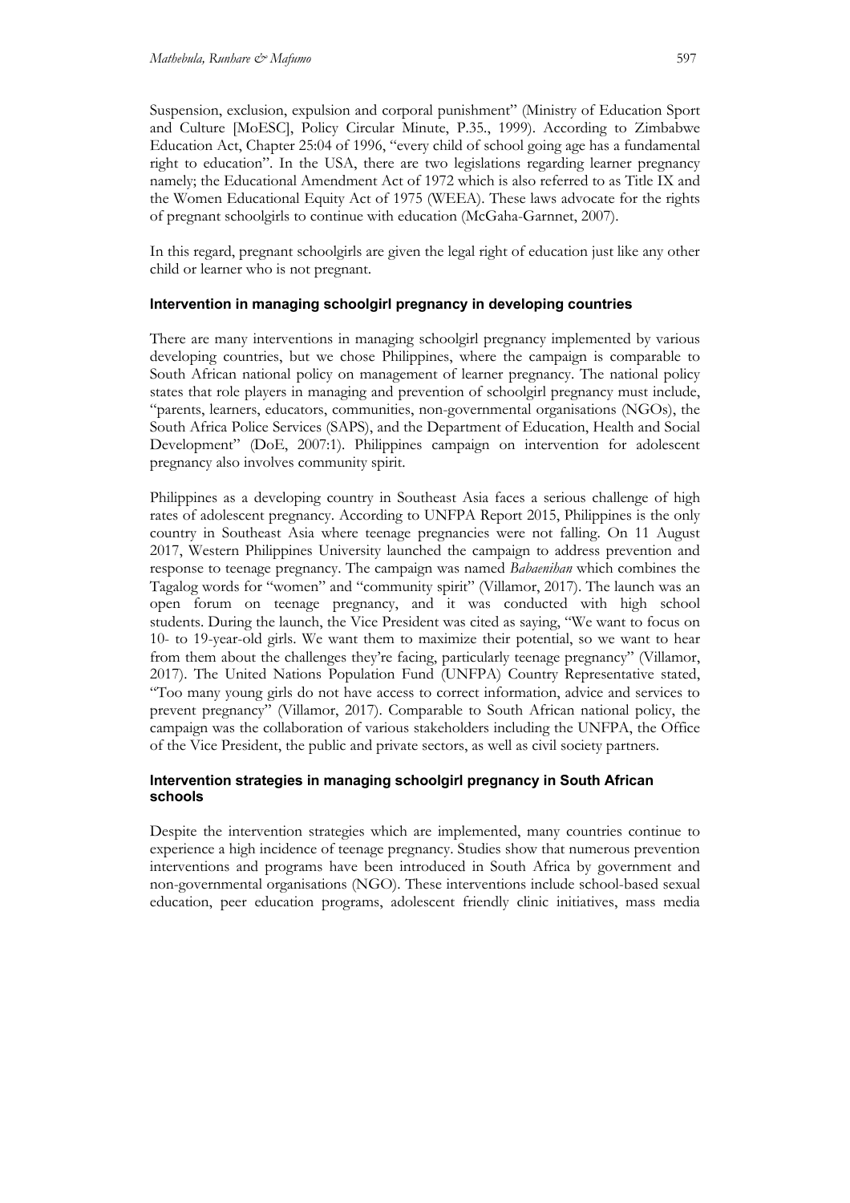Suspension, exclusion, expulsion and corporal punishment" (Ministry of Education Sport and Culture [MoESC], Policy Circular Minute, P.35., 1999). According to Zimbabwe Education Act, Chapter 25:04 of 1996, "every child of school going age has a fundamental right to education". In the USA, there are two legislations regarding learner pregnancy namely; the Educational Amendment Act of 1972 which is also referred to as Title IX and the Women Educational Equity Act of 1975 (WEEA). These laws advocate for the rights of pregnant schoolgirls to continue with education (McGaha-Garnnet, 2007).

In this regard, pregnant schoolgirls are given the legal right of education just like any other child or learner who is not pregnant.

#### Intervention in managing schoolgirl pregnancy in developing countries

There are many interventions in managing schoolgirl pregnancy implemented by various developing countries, but we chose Philippines, where the campaign is comparable to South African national policy on management of learner pregnancy. The national policy states that role players in managing and prevention of schoolgirl pregnancy must include, "parents, learners, educators, communities, non-governmental organisations (NGOs), the South Africa Police Services (SAPS), and the Department of Education, Health and Social Development" (DoE, 2007:1). Philippines campaign on intervention for adolescent pregnancy also involves community spirit.

Philippines as a developing country in Southeast Asia faces a serious challenge of high rates of adolescent pregnancy. According to UNFPA Report 2015, Philippines is the only country in Southeast Asia where teenage pregnancies were not falling. On 11 August 2017, Western Philippines University launched the campaign to address prevention and response to teenage pregnancy. The campaign was named *Babaenihan* which combines the Tagalog words for "women" and "community spirit" (Villamor, 2017). The launch was an open forum on teenage pregnancy, and it was conducted with high school students. During the launch, the Vice President was cited as saying, "We want to focus on 10- to 19-year-old girls. We want them to maximize their potential, so we want to hear from them about the challenges they're facing, particularly teenage pregnancy" (Villamor, 2017). The United Nations Population Fund (UNFPA) Country Representative stated, "Too many young girls do not have access to correct information, advice and services to prevent pregnancy" (Villamor, 2017). Comparable to South African national policy, the campaign was the collaboration of various stakeholders including the UNFPA, the Office of the Vice President, the public and private sectors, as well as civil society partners.

#### Intervention strategies in managing schoolgirl pregnancy in South African schools

Despite the intervention strategies which are implemented, many countries continue to experience a high incidence of teenage pregnancy. Studies show that numerous prevention interventions and programs have been introduced in South Africa by government and non-governmental organisations (NGO). These interventions include school-based sexual education, peer education programs, adolescent friendly clinic initiatives, mass media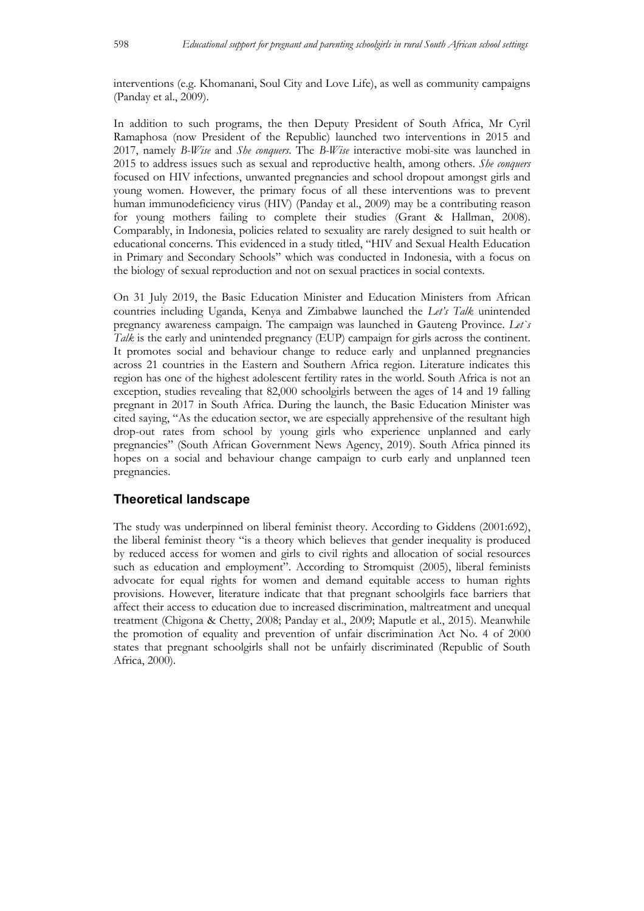interventions (e.g. Khomanani, Soul City and Love Life), as well as community campaigns (Panday et al., 2009).

In addition to such programs, the then Deputy President of South Africa, Mr Cyril Ramaphosa (now President of the Republic) launched two interventions in 2015 and 2017, namely *B-Wise* and *She conquers*. The *B-Wise* interactive mobi-site was launched in 2015 to address issues such as sexual and reproductive health, among others. *She conquers* focused on HIV infections, unwanted pregnancies and school dropout amongst girls and young women. However, the primary focus of all these interventions was to prevent human immunodeficiency virus (HIV) (Panday et al., 2009) may be a contributing reason for young mothers failing to complete their studies (Grant & Hallman, 2008). Comparably, in Indonesia, policies related to sexuality are rarely designed to suit health or educational concerns. This evidenced in a study titled, "HIV and Sexual Health Education in Primary and Secondary Schools" which was conducted in Indonesia, with a focus on the biology of sexual reproduction and not on sexual practices in social contexts.

On 31 July 2019, the Basic Education Minister and Education Ministers from African countries including Uganda, Kenya and Zimbabwe launched the *Let's Talk* unintended pregnancy awareness campaign. The campaign was launched in Gauteng Province. *Let`s Talk* is the early and unintended pregnancy (EUP) campaign for girls across the continent. It promotes social and behaviour change to reduce early and unplanned pregnancies across 21 countries in the Eastern and Southern Africa region. Literature indicates this region has one of the highest adolescent fertility rates in the world. South Africa is not an exception, studies revealing that 82,000 schoolgirls between the ages of 14 and 19 falling pregnant in 2017 in South Africa. During the launch, the Basic Education Minister was cited saying, "As the education sector, we are especially apprehensive of the resultant high drop-out rates from school by young girls who experience unplanned and early pregnancies" (South African Government News Agency, 2019). South Africa pinned its hopes on a social and behaviour change campaign to curb early and unplanned teen pregnancies.

## Theoretical landscape

The study was underpinned on liberal feminist theory. According to Giddens (2001:692), the liberal feminist theory "is a theory which believes that gender inequality is produced by reduced access for women and girls to civil rights and allocation of social resources such as education and employment". According to Stromquist (2005), liberal feminists advocate for equal rights for women and demand equitable access to human rights provisions. However, literature indicate that that pregnant schoolgirls face barriers that affect their access to education due to increased discrimination, maltreatment and unequal treatment (Chigona & Chetty, 2008; Panday et al., 2009; Maputle et al., 2015). Meanwhile the promotion of equality and prevention of unfair discrimination Act No. 4 of 2000 states that pregnant schoolgirls shall not be unfairly discriminated (Republic of South Africa, 2000).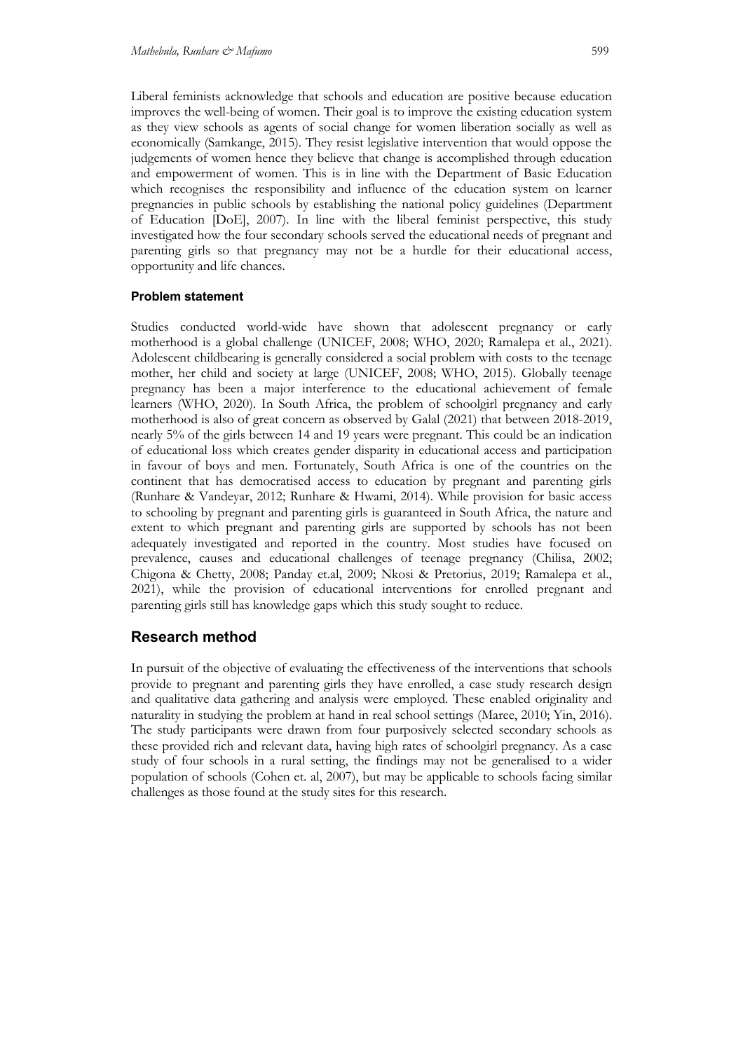Liberal feminists acknowledge that schools and education are positive because education improves the well-being of women. Their goal is to improve the existing education system as they view schools as agents of social change for women liberation socially as well as economically (Samkange, 2015). They resist legislative intervention that would oppose the judgements of women hence they believe that change is accomplished through education and empowerment of women. This is in line with the Department of Basic Education which recognises the responsibility and influence of the education system on learner pregnancies in public schools by establishing the national policy guidelines (Department of Education [DoE], 2007). In line with the liberal feminist perspective, this study investigated how the four secondary schools served the educational needs of pregnant and parenting girls so that pregnancy may not be a hurdle for their educational access, opportunity and life chances.

### Problem statement

Studies conducted world-wide have shown that adolescent pregnancy or early motherhood is a global challenge (UNICEF, 2008; WHO, 2020; Ramalepa et al., 2021). Adolescent childbearing is generally considered a social problem with costs to the teenage mother, her child and society at large (UNICEF, 2008; WHO, 2015). Globally teenage pregnancy has been a major interference to the educational achievement of female learners (WHO, 2020). In South Africa, the problem of schoolgirl pregnancy and early motherhood is also of great concern as observed by Galal (2021) that between 2018-2019, nearly 5% of the girls between 14 and 19 years were pregnant. This could be an indication of educational loss which creates gender disparity in educational access and participation in favour of boys and men. Fortunately, South Africa is one of the countries on the continent that has democratised access to education by pregnant and parenting girls (Runhare & Vandeyar, 2012; Runhare & Hwami, 2014). While provision for basic access to schooling by pregnant and parenting girls is guaranteed in South Africa, the nature and extent to which pregnant and parenting girls are supported by schools has not been adequately investigated and reported in the country. Most studies have focused on prevalence, causes and educational challenges of teenage pregnancy (Chilisa, 2002; Chigona & Chetty, 2008; Panday et.al, 2009; Nkosi & Pretorius, 2019; Ramalepa et al., 2021), while the provision of educational interventions for enrolled pregnant and parenting girls still has knowledge gaps which this study sought to reduce.

## Research method

In pursuit of the objective of evaluating the effectiveness of the interventions that schools provide to pregnant and parenting girls they have enrolled, a case study research design and qualitative data gathering and analysis were employed. These enabled originality and naturality in studying the problem at hand in real school settings (Maree, 2010; Yin, 2016). The study participants were drawn from four purposively selected secondary schools as these provided rich and relevant data, having high rates of schoolgirl pregnancy. As a case study of four schools in a rural setting, the findings may not be generalised to a wider population of schools (Cohen et. al, 2007), but may be applicable to schools facing similar challenges as those found at the study sites for this research.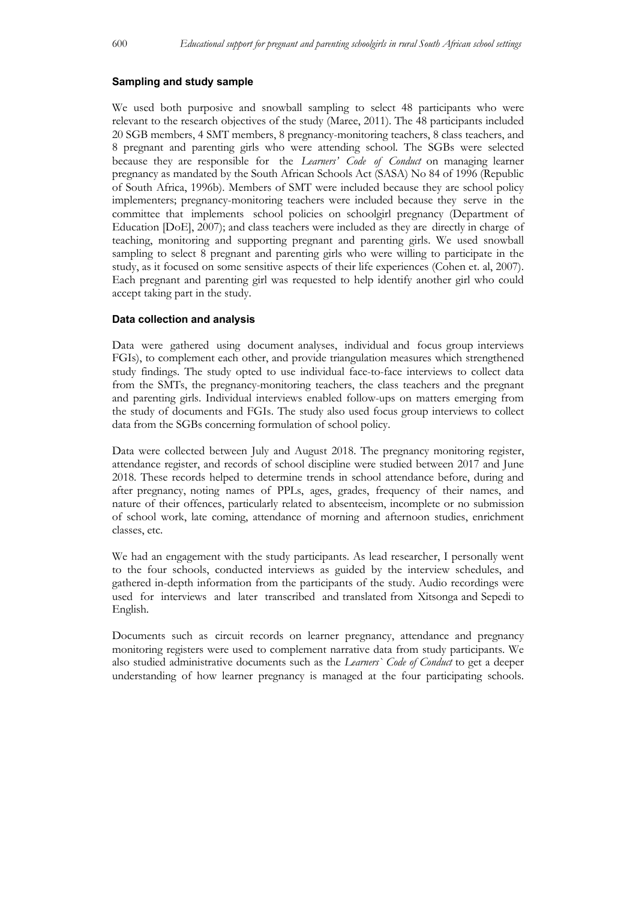#### Sampling and study sample

We used both purposive and snowball sampling to select 48 participants who were relevant to the research objectives of the study (Maree, 2011). The 48 participants included 20 SGB members, 4 SMT members, 8 pregnancy-monitoring teachers, 8 class teachers, and 8 pregnant and parenting girls who were attending school. The SGBs were selected because they are responsible for the *Learners' Code of Conduct* on managing learner pregnancy as mandated by the South African Schools Act (SASA) No 84 of 1996 (Republic of South Africa, 1996b). Members of SMT were included because they are school policy implementers; pregnancy-monitoring teachers were included because they serve in the committee that implements school policies on schoolgirl pregnancy (Department of Education [DoE], 2007); and class teachers were included as they are directly in charge of teaching, monitoring and supporting pregnant and parenting girls. We used snowball sampling to select 8 pregnant and parenting girls who were willing to participate in the study, as it focused on some sensitive aspects of their life experiences (Cohen et. al, 2007). Each pregnant and parenting girl was requested to help identify another girl who could accept taking part in the study.

#### Data collection and analysis

Data were gathered using document analyses, individual and focus group interviews FGIs), to complement each other, and provide triangulation measures which strengthened study findings. The study opted to use individual face-to-face interviews to collect data from the SMTs, the pregnancy-monitoring teachers, the class teachers and the pregnant and parenting girls. Individual interviews enabled follow-ups on matters emerging from the study of documents and FGIs. The study also used focus group interviews to collect data from the SGBs concerning formulation of school policy.

Data were collected between July and August 2018. The pregnancy monitoring register, attendance register, and records of school discipline were studied between 2017 and June 2018. These records helped to determine trends in school attendance before, during and after pregnancy, noting names of PPLs, ages, grades, frequency of their names, and nature of their offences, particularly related to absenteeism, incomplete or no submission of school work, late coming, attendance of morning and afternoon studies, enrichment classes, etc.

We had an engagement with the study participants. As lead researcher, I personally went to the four schools, conducted interviews as guided by the interview schedules, and gathered in-depth information from the participants of the study. Audio recordings were used for interviews and later transcribed and translated from Xitsonga and Sepedi to English.

Documents such as circuit records on learner pregnancy, attendance and pregnancy monitoring registers were used to complement narrative data from study participants. We also studied administrative documents such as the *Learners` Code of Conduct* to get a deeper understanding of how learner pregnancy is managed at the four participating schools.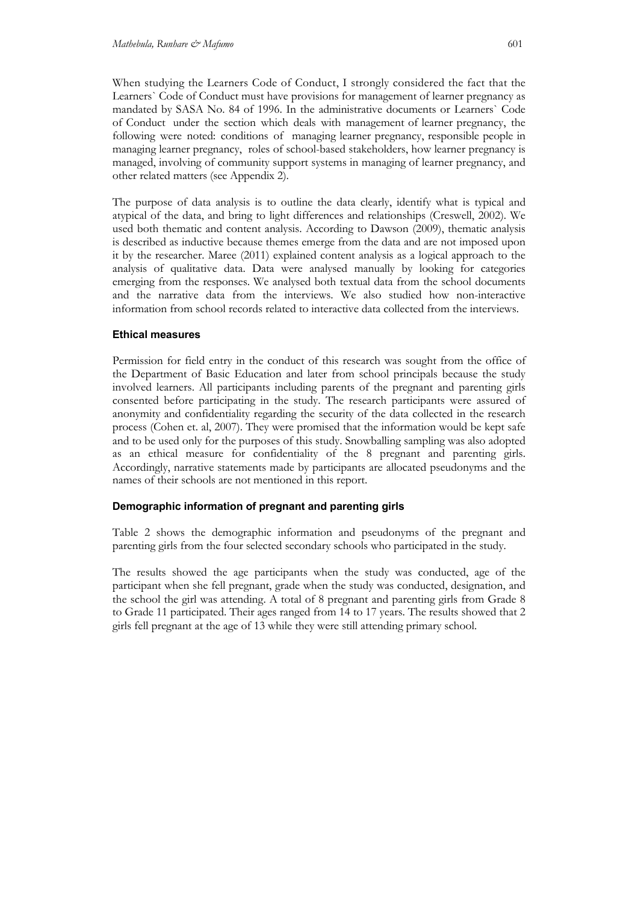When studying the Learners Code of Conduct, I strongly considered the fact that the Learners` Code of Conduct must have provisions for management of learner pregnancy as mandated by SASA No. 84 of 1996. In the administrative documents or Learners` Code of Conduct under the section which deals with management of learner pregnancy, the following were noted: conditions of managing learner pregnancy, responsible people in managing learner pregnancy, roles of school-based stakeholders, how learner pregnancy is managed, involving of community support systems in managing of learner pregnancy, and other related matters (see Appendix 2).

The purpose of data analysis is to outline the data clearly, identify what is typical and atypical of the data, and bring to light differences and relationships (Creswell, 2002). We used both thematic and content analysis. According to Dawson (2009), thematic analysis is described as inductive because themes emerge from the data and are not imposed upon it by the researcher. Maree (2011) explained content analysis as a logical approach to the analysis of qualitative data. Data were analysed manually by looking for categories emerging from the responses. We analysed both textual data from the school documents and the narrative data from the interviews. We also studied how non-interactive information from school records related to interactive data collected from the interviews.

### Ethical measures

Permission for field entry in the conduct of this research was sought from the office of the Department of Basic Education and later from school principals because the study involved learners. All participants including parents of the pregnant and parenting girls consented before participating in the study. The research participants were assured of anonymity and confidentiality regarding the security of the data collected in the research process (Cohen et. al, 2007). They were promised that the information would be kept safe and to be used only for the purposes of this study. Snowballing sampling was also adopted as an ethical measure for confidentiality of the 8 pregnant and parenting girls. Accordingly, narrative statements made by participants are allocated pseudonyms and the names of their schools are not mentioned in this report.

### Demographic information of pregnant and parenting girls

Table 2 shows the demographic information and pseudonyms of the pregnant and parenting girls from the four selected secondary schools who participated in the study.

The results showed the age participants when the study was conducted, age of the participant when she fell pregnant, grade when the study was conducted, designation, and the school the girl was attending. A total of 8 pregnant and parenting girls from Grade 8 to Grade 11 participated. Their ages ranged from 14 to 17 years. The results showed that 2 girls fell pregnant at the age of 13 while they were still attending primary school.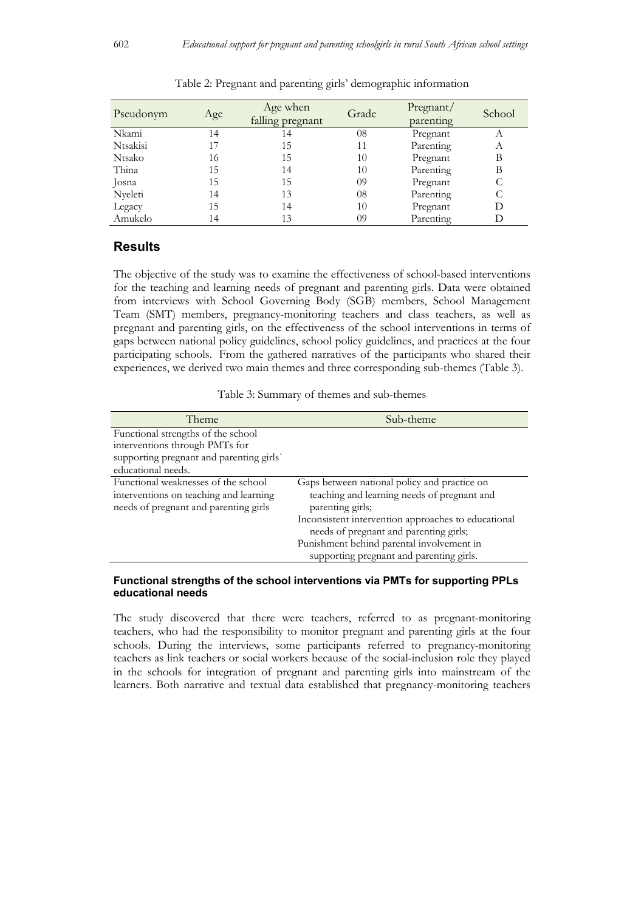Table 2: Pregnant and parenting girls' demographic information

| Pseudonym | Age | Age when falling pregnant | Grade | Pregnant/ parenting | School |
|---|---|---|---|---|---|
| Nkami | 14 | 14 | 08 | Pregnant | A |
| Ntsakisi | 17 | 15 | 11 | Parenting | A |
| Ntsako | 16 | 15 | 10 | Pregnant | B |
| Thina | 15 | 14 | 10 | Parenting | B |
| Josna | 15 | 15 | 09 | Pregnant | C |
| Nyeleti | 14 | 13 | 08 | Parenting | C |
| Legacy | 15 | 14 | 10 | Pregnant | D |
| Amukelo | 14 | 13 | 09 | Parenting | D |

## Results

The objective of the study was to examine the effectiveness of school-based interventions for the teaching and learning needs of pregnant and parenting girls. Data were obtained from interviews with School Governing Body (SGB) members, School Management Team (SMT) members, pregnancy-monitoring teachers and class teachers, as well as pregnant and parenting girls, on the effectiveness of the school interventions in terms of gaps between national policy guidelines, school policy guidelines, and practices at the four participating schools. From the gathered narratives of the participants who shared their experiences, we derived two main themes and three corresponding sub-themes (Table 3).

Table 3: Summary of themes and sub-themes

| Theme | Sub-theme |
|---|---|
| Functional strengths of the school interventions through PMTs for supporting pregnant and parenting girls` educational needs. | |
| Functional weaknesses of the school interventions on teaching and learning needs of pregnant and parenting girls | Gaps between national policy and practice on teaching and learning needs of pregnant and parenting girls;<br>Inconsistent intervention approaches to educational needs of pregnant and parenting girls;<br>Punishment behind parental involvement in supporting pregnant and parenting girls. |

#### Functional strengths of the school interventions via PMTs for supporting PPLs educational needs

The study discovered that there were teachers, referred to as pregnant-monitoring teachers, who had the responsibility to monitor pregnant and parenting girls at the four schools. During the interviews, some participants referred to pregnancy-monitoring teachers as link teachers or social workers because of the social-inclusion role they played in the schools for integration of pregnant and parenting girls into mainstream of the learners. Both narrative and textual data established that pregnancy-monitoring teachers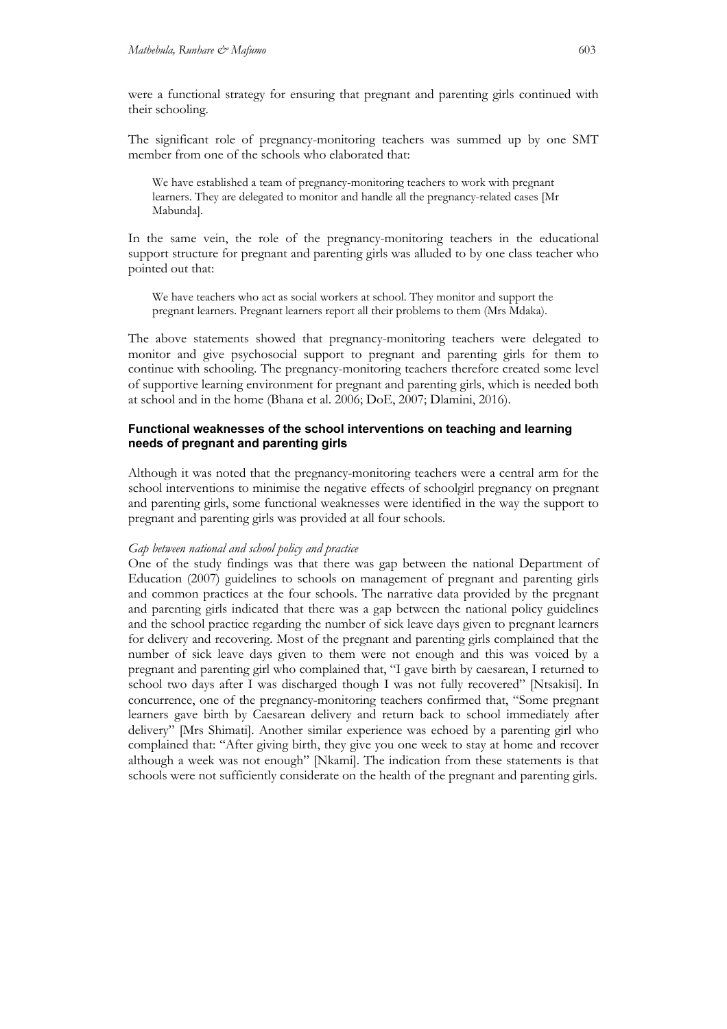were a functional strategy for ensuring that pregnant and parenting girls continued with their schooling.

The significant role of pregnancy-monitoring teachers was summed up by one SMT member from one of the schools who elaborated that:

> We have established a team of pregnancy-monitoring teachers to work with pregnant learners. They are delegated to monitor and handle all the pregnancy-related cases [Mr Mabunda].

In the same vein, the role of the pregnancy-monitoring teachers in the educational support structure for pregnant and parenting girls was alluded to by one class teacher who pointed out that:

> We have teachers who act as social workers at school. They monitor and support the pregnant learners. Pregnant learners report all their problems to them (Mrs Mdaka).

The above statements showed that pregnancy-monitoring teachers were delegated to monitor and give psychosocial support to pregnant and parenting girls for them to continue with schooling. The pregnancy-monitoring teachers therefore created some level of supportive learning environment for pregnant and parenting girls, which is needed both at school and in the home (Bhana et al. 2006; DoE, 2007; Dlamini, 2016).

### Functional weaknesses of the school interventions on teaching and learning needs of pregnant and parenting girls

Although it was noted that the pregnancy-monitoring teachers were a central arm for the school interventions to minimise the negative effects of schoolgirl pregnancy on pregnant and parenting girls, some functional weaknesses were identified in the way the support to pregnant and parenting girls was provided at all four schools.

*Gap between national and school policy and practice*

One of the study findings was that there was gap between the national Department of Education (2007) guidelines to schools on management of pregnant and parenting girls and common practices at the four schools. The narrative data provided by the pregnant and parenting girls indicated that there was a gap between the national policy guidelines and the school practice regarding the number of sick leave days given to pregnant learners for delivery and recovering. Most of the pregnant and parenting girls complained that the number of sick leave days given to them were not enough and this was voiced by a pregnant and parenting girl who complained that, "I gave birth by caesarean, I returned to school two days after I was discharged though I was not fully recovered" [Ntsakisi]. In concurrence, one of the pregnancy-monitoring teachers confirmed that, "Some pregnant learners gave birth by Caesarean delivery and return back to school immediately after delivery" [Mrs Shimati]. Another similar experience was echoed by a parenting girl who complained that: "After giving birth, they give you one week to stay at home and recover although a week was not enough" [Nkami]. The indication from these statements is that schools were not sufficiently considerate on the health of the pregnant and parenting girls.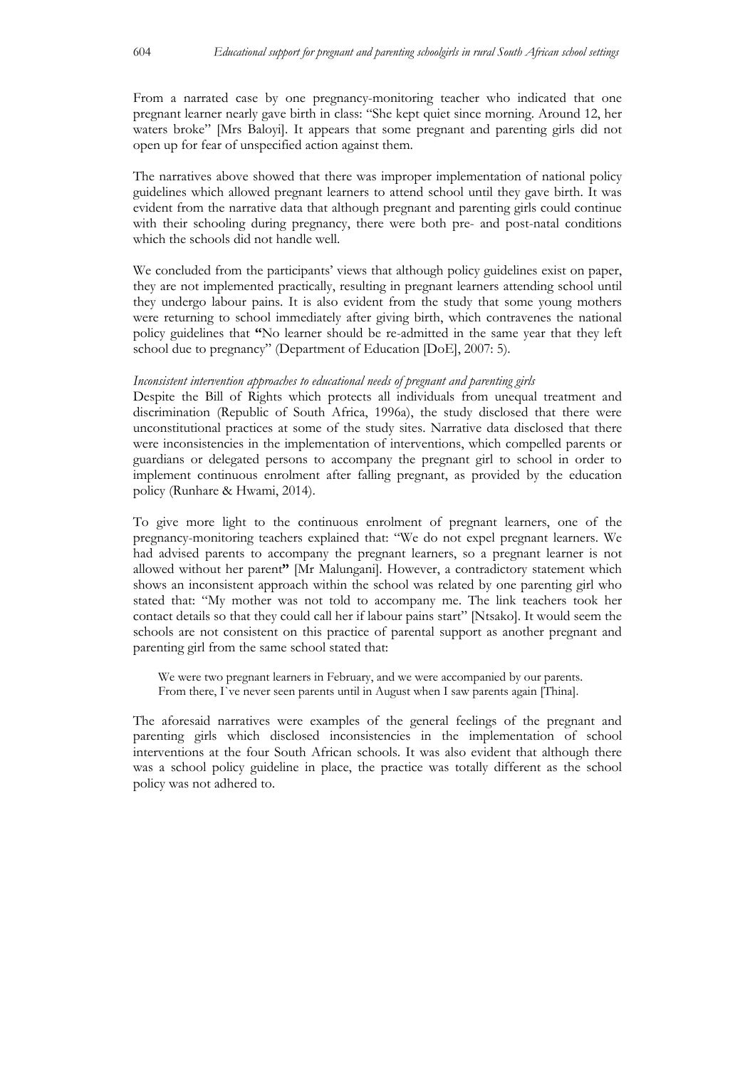From a narrated case by one pregnancy-monitoring teacher who indicated that one pregnant learner nearly gave birth in class: "She kept quiet since morning. Around 12, her waters broke" [Mrs Baloyi]. It appears that some pregnant and parenting girls did not open up for fear of unspecified action against them.

The narratives above showed that there was improper implementation of national policy guidelines which allowed pregnant learners to attend school until they gave birth. It was evident from the narrative data that although pregnant and parenting girls could continue with their schooling during pregnancy, there were both pre- and post-natal conditions which the schools did not handle well.

We concluded from the participants' views that although policy guidelines exist on paper, they are not implemented practically, resulting in pregnant learners attending school until they undergo labour pains. It is also evident from the study that some young mothers were returning to school immediately after giving birth, which contravenes the national policy guidelines that **"**No learner should be re-admitted in the same year that they left school due to pregnancy" (Department of Education [DoE], 2007: 5).

*Inconsistent intervention approaches to educational needs of pregnant and parenting girls*

Despite the Bill of Rights which protects all individuals from unequal treatment and discrimination (Republic of South Africa, 1996a), the study disclosed that there were unconstitutional practices at some of the study sites. Narrative data disclosed that there were inconsistencies in the implementation of interventions, which compelled parents or guardians or delegated persons to accompany the pregnant girl to school in order to implement continuous enrolment after falling pregnant, as provided by the education policy (Runhare & Hwami, 2014).

To give more light to the continuous enrolment of pregnant learners, one of the pregnancy-monitoring teachers explained that: "We do not expel pregnant learners. We had advised parents to accompany the pregnant learners, so a pregnant learner is not allowed without her parent**"** [Mr Malungani]. However, a contradictory statement which shows an inconsistent approach within the school was related by one parenting girl who stated that: "My mother was not told to accompany me. The link teachers took her contact details so that they could call her if labour pains start" [Ntsako]. It would seem the schools are not consistent on this practice of parental support as another pregnant and parenting girl from the same school stated that:

> We were two pregnant learners in February, and we were accompanied by our parents. From there, I`ve never seen parents until in August when I saw parents again [Thina].

The aforesaid narratives were examples of the general feelings of the pregnant and parenting girls which disclosed inconsistencies in the implementation of school interventions at the four South African schools. It was also evident that although there was a school policy guideline in place, the practice was totally different as the school policy was not adhered to.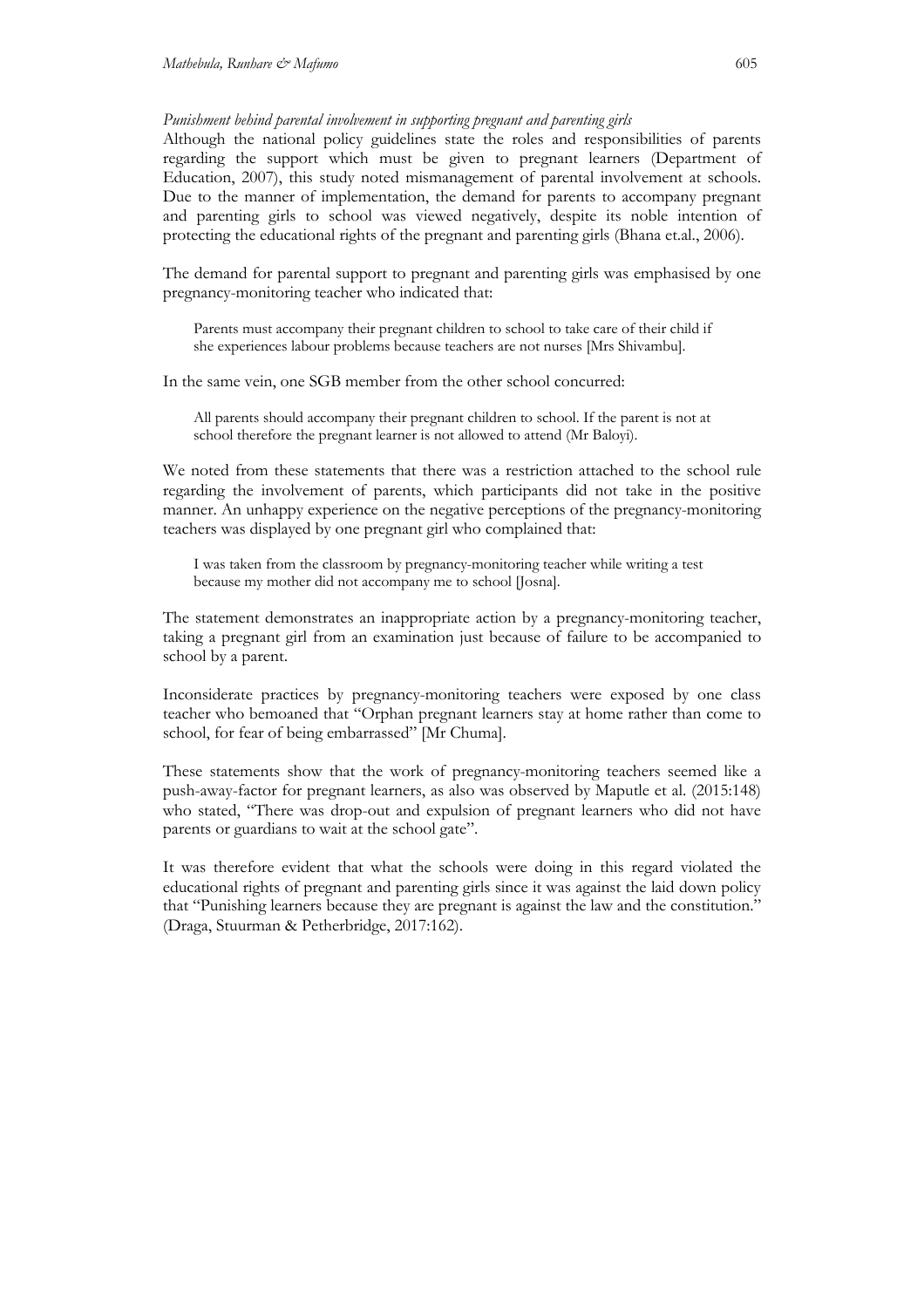*Punishment behind parental involvement in supporting pregnant and parenting girls*

Although the national policy guidelines state the roles and responsibilities of parents regarding the support which must be given to pregnant learners (Department of Education, 2007), this study noted mismanagement of parental involvement at schools. Due to the manner of implementation, the demand for parents to accompany pregnant and parenting girls to school was viewed negatively, despite its noble intention of protecting the educational rights of the pregnant and parenting girls (Bhana et.al., 2006).

The demand for parental support to pregnant and parenting girls was emphasised by one pregnancy-monitoring teacher who indicated that:

> Parents must accompany their pregnant children to school to take care of their child if she experiences labour problems because teachers are not nurses [Mrs Shivambu].

In the same vein, one SGB member from the other school concurred:

> All parents should accompany their pregnant children to school. If the parent is not at school therefore the pregnant learner is not allowed to attend (Mr Baloyi).

We noted from these statements that there was a restriction attached to the school rule regarding the involvement of parents, which participants did not take in the positive manner. An unhappy experience on the negative perceptions of the pregnancy-monitoring teachers was displayed by one pregnant girl who complained that:

> I was taken from the classroom by pregnancy-monitoring teacher while writing a test because my mother did not accompany me to school [Josna].

The statement demonstrates an inappropriate action by a pregnancy-monitoring teacher, taking a pregnant girl from an examination just because of failure to be accompanied to school by a parent.

Inconsiderate practices by pregnancy-monitoring teachers were exposed by one class teacher who bemoaned that "Orphan pregnant learners stay at home rather than come to school, for fear of being embarrassed" [Mr Chuma].

These statements show that the work of pregnancy-monitoring teachers seemed like a push-away-factor for pregnant learners, as also was observed by Maputle et al. (2015:148) who stated, "There was drop-out and expulsion of pregnant learners who did not have parents or guardians to wait at the school gate".

It was therefore evident that what the schools were doing in this regard violated the educational rights of pregnant and parenting girls since it was against the laid down policy that "Punishing learners because they are pregnant is against the law and the constitution." (Draga, Stuurman & Petherbridge, 2017:162).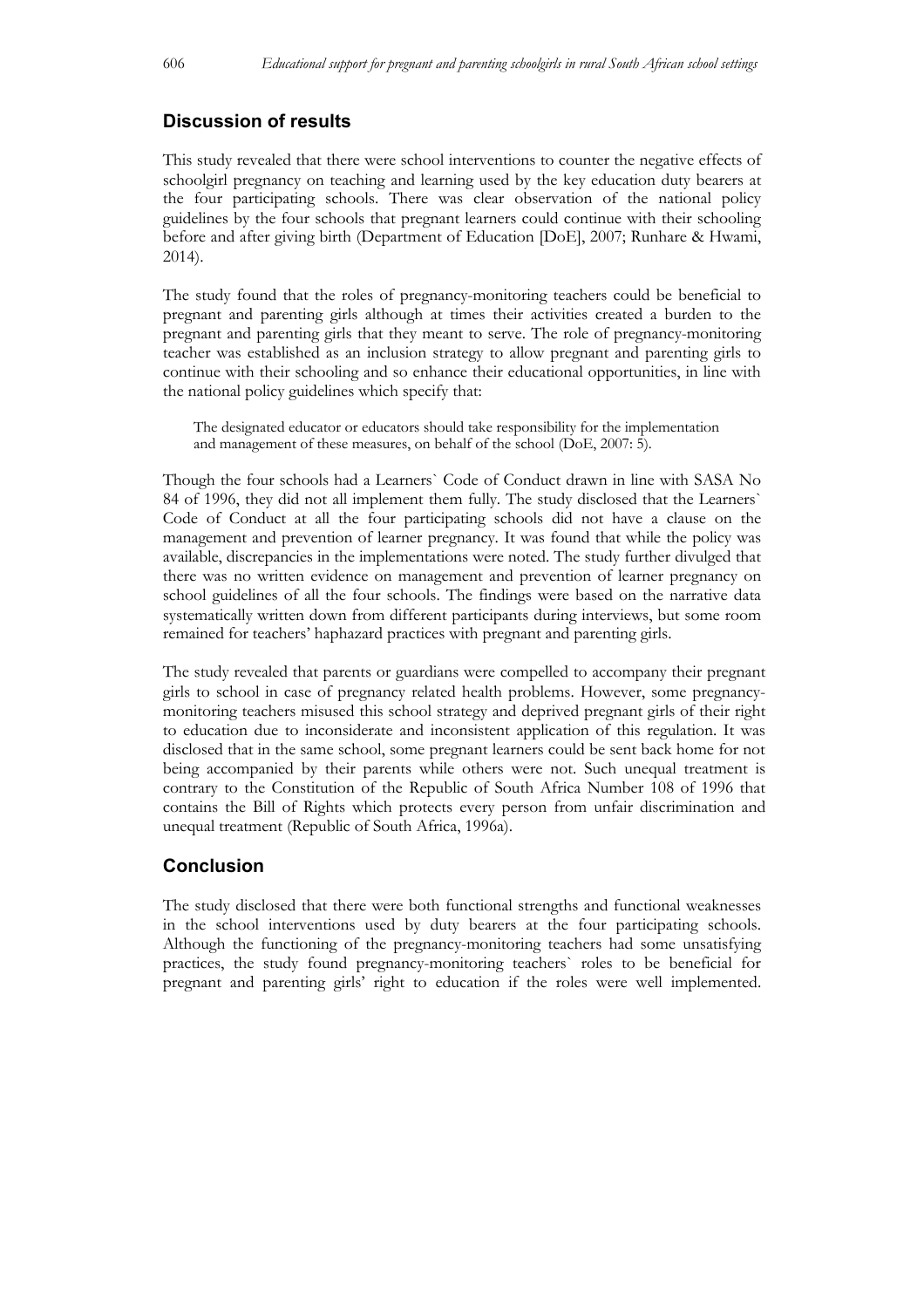## Discussion of results

This study revealed that there were school interventions to counter the negative effects of schoolgirl pregnancy on teaching and learning used by the key education duty bearers at the four participating schools. There was clear observation of the national policy guidelines by the four schools that pregnant learners could continue with their schooling before and after giving birth (Department of Education [DoE], 2007; Runhare & Hwami, 2014).

The study found that the roles of pregnancy-monitoring teachers could be beneficial to pregnant and parenting girls although at times their activities created a burden to the pregnant and parenting girls that they meant to serve. The role of pregnancy-monitoring teacher was established as an inclusion strategy to allow pregnant and parenting girls to continue with their schooling and so enhance their educational opportunities, in line with the national policy guidelines which specify that:

> The designated educator or educators should take responsibility for the implementation and management of these measures, on behalf of the school (DoE, 2007: 5).

Though the four schools had a Learners` Code of Conduct drawn in line with SASA No 84 of 1996, they did not all implement them fully. The study disclosed that the Learners` Code of Conduct at all the four participating schools did not have a clause on the management and prevention of learner pregnancy. It was found that while the policy was available, discrepancies in the implementations were noted. The study further divulged that there was no written evidence on management and prevention of learner pregnancy on school guidelines of all the four schools. The findings were based on the narrative data systematically written down from different participants during interviews, but some room remained for teachers' haphazard practices with pregnant and parenting girls.

The study revealed that parents or guardians were compelled to accompany their pregnant girls to school in case of pregnancy related health problems. However, some pregnancy-monitoring teachers misused this school strategy and deprived pregnant girls of their right to education due to inconsiderate and inconsistent application of this regulation. It was disclosed that in the same school, some pregnant learners could be sent back home for not being accompanied by their parents while others were not. Such unequal treatment is contrary to the Constitution of the Republic of South Africa Number 108 of 1996 that contains the Bill of Rights which protects every person from unfair discrimination and unequal treatment (Republic of South Africa, 1996a).

## Conclusion

The study disclosed that there were both functional strengths and functional weaknesses in the school interventions used by duty bearers at the four participating schools. Although the functioning of the pregnancy-monitoring teachers had some unsatisfying practices, the study found pregnancy-monitoring teachers` roles to be beneficial for pregnant and parenting girls' right to education if the roles were well implemented.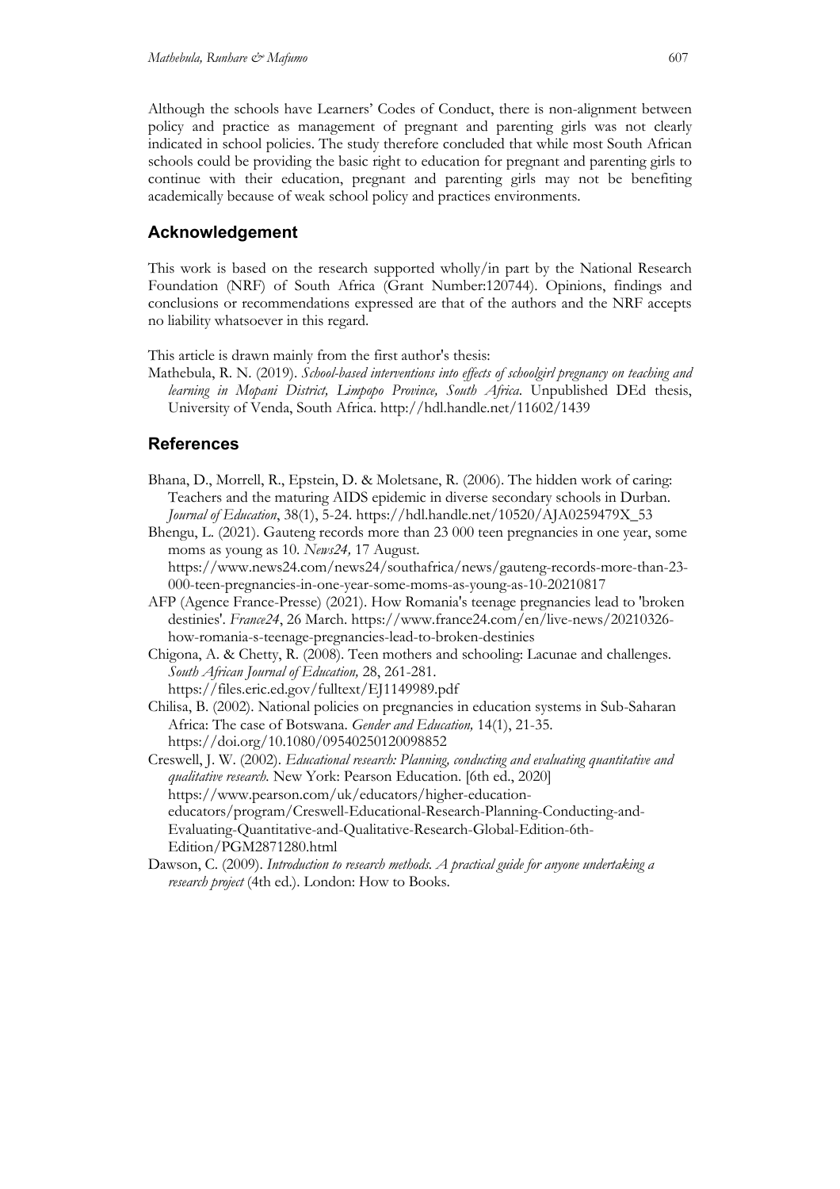Although the schools have Learners' Codes of Conduct, there is non-alignment between policy and practice as management of pregnant and parenting girls was not clearly indicated in school policies. The study therefore concluded that while most South African schools could be providing the basic right to education for pregnant and parenting girls to continue with their education, pregnant and parenting girls may not be benefiting academically because of weak school policy and practices environments.

## Acknowledgement

This work is based on the research supported wholly/in part by the National Research Foundation (NRF) of South Africa (Grant Number:120744). Opinions, findings and conclusions or recommendations expressed are that of the authors and the NRF accepts no liability whatsoever in this regard.

This article is drawn mainly from the first author's thesis:

Mathebula, R. N. (2019). *School-based interventions into effects of schoolgirl pregnancy on teaching and learning in Mopani District, Limpopo Province, South Africa*. Unpublished DEd thesis, University of Venda, South Africa. http://hdl.handle.net/11602/1439

## References

Bhana, D., Morrell, R., Epstein, D. & Moletsane, R. (2006). The hidden work of caring: Teachers and the maturing AIDS epidemic in diverse secondary schools in Durban. *Journal of Education*, 38(1), 5-24. https://hdl.handle.net/10520/AJA0259479X_53

Bhengu, L. (2021). Gauteng records more than 23 000 teen pregnancies in one year, some moms as young as 10. *News24,* 17 August. https://www.news24.com/news24/southafrica/news/gauteng-records-more-than-23-000-teen-pregnancies-in-one-year-some-moms-as-young-as-10-20210817

AFP (Agence France-Presse) (2021). How Romania's teenage pregnancies lead to 'broken destinies'. *France24*, 26 March. https://www.france24.com/en/live-news/20210326-how-romania-s-teenage-pregnancies-lead-to-broken-destinies

Chigona, A. & Chetty, R. (2008). Teen mothers and schooling: Lacunae and challenges. *South African Journal of Education,* 28, 261-281. https://files.eric.ed.gov/fulltext/EJ1149989.pdf

Chilisa, B. (2002). National policies on pregnancies in education systems in Sub-Saharan Africa: The case of Botswana. *Gender and Education,* 14(1), 21-35. https://doi.org/10.1080/09540250120098852

Creswell, J. W. (2002). *Educational research: Planning, conducting and evaluating quantitative and qualitative research.* New York: Pearson Education. [6th ed., 2020] https://www.pearson.com/uk/educators/higher-education-educators/program/Creswell-Educational-Research-Planning-Conducting-and-Evaluating-Quantitative-and-Qualitative-Research-Global-Edition-6th-Edition/PGM2871280.html

Dawson, C. (2009). *Introduction to research methods. A practical guide for anyone undertaking a research project* (4th ed.). London: How to Books.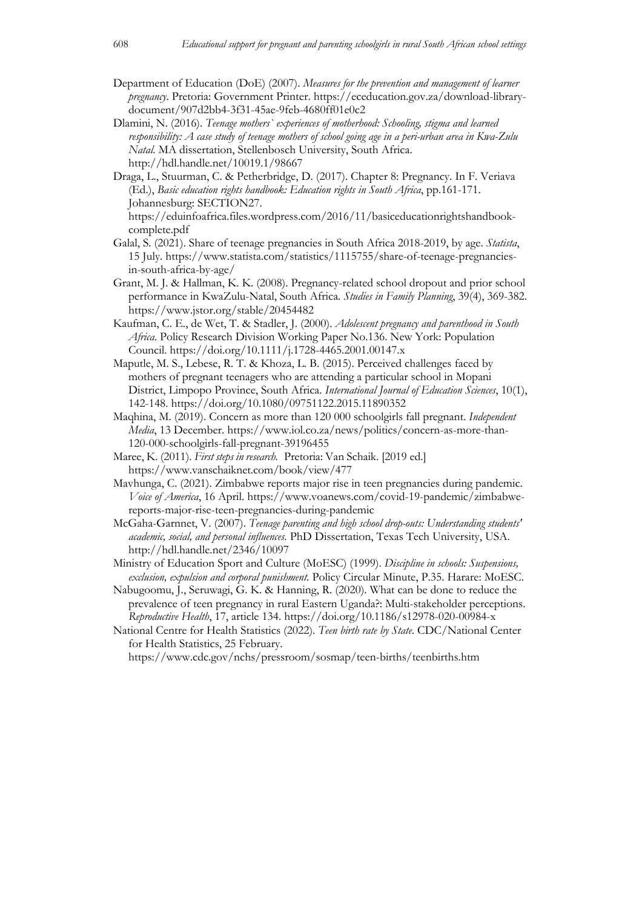Department of Education (DoE) (2007). *Measures for the prevention and management of learner pregnancy*. Pretoria: Government Printer. https://eceducation.gov.za/download-library-document/907d2bb4-3f31-45ae-9feb-4680ff01e0c2

Dlamini, N. (2016). *Teenage mothers` experiences of motherhood: Schooling, stigma and learned responsibility: A case study of teenage mothers of school going age in a peri-urban area in Kwa-Zulu Natal*. MA dissertation, Stellenbosch University, South Africa. http://hdl.handle.net/10019.1/98667

Draga, L., Stuurman, C. & Petherbridge, D. (2017). Chapter 8: Pregnancy. In F. Veriava (Ed.), *Basic education rights handbook: Education rights in South Africa*, pp.161-171. Johannesburg: SECTION27. https://eduinfoafrica.files.wordpress.com/2016/11/basiceducationrightshandbook-complete.pdf

Galal, S. (2021). Share of teenage pregnancies in South Africa 2018-2019, by age. *Statista*, 15 July. https://www.statista.com/statistics/1115755/share-of-teenage-pregnancies-in-south-africa-by-age/

Grant, M. J. & Hallman, K. K. (2008). Pregnancy-related school dropout and prior school performance in KwaZulu-Natal, South Africa. *Studies in Family Planning*, 39(4), 369-382. https://www.jstor.org/stable/20454482

Kaufman, C. E., de Wet, T. & Stadler, J. (2000). *Adolescent pregnancy and parenthood in South Africa*. Policy Research Division Working Paper No.136. New York: Population Council. https://doi.org/10.1111/j.1728-4465.2001.00147.x

Maputle, M. S., Lebese, R. T. & Khoza, L. B. (2015). Perceived challenges faced by mothers of pregnant teenagers who are attending a particular school in Mopani District, Limpopo Province, South Africa. *International Journal of Education Sciences*, 10(1), 142-148. https://doi.org/10.1080/09751122.2015.11890352

Maqhina, M. (2019). Concern as more than 120 000 schoolgirls fall pregnant. *Independent Media*, 13 December. https://www.iol.co.za/news/politics/concern-as-more-than-120-000-schoolgirls-fall-pregnant-39196455

Maree, K. (2011). *First steps in research*. Pretoria: Van Schaik. [2019 ed.] https://www.vanschaiknet.com/book/view/477

Mavhunga, C. (2021). Zimbabwe reports major rise in teen pregnancies during pandemic. *Voice of America*, 16 April. https://www.voanews.com/covid-19-pandemic/zimbabwe-reports-major-rise-teen-pregnancies-during-pandemic

McGaha-Garnnet, V. (2007). *Teenage parenting and high school drop-outs: Understanding students' academic, social, and personal influences*. PhD Dissertation, Texas Tech University, USA. http://hdl.handle.net/2346/10097

Ministry of Education Sport and Culture (MoESC) (1999). *Discipline in schools: Suspensions, exclusion, expulsion and corporal punishment*. Policy Circular Minute, P.35. Harare: MoESC.

Nabugoomu, J., Seruwagi, G. K. & Hanning, R. (2020). What can be done to reduce the prevalence of teen pregnancy in rural Eastern Uganda?: Multi-stakeholder perceptions. *Reproductive Health*, 17, article 134. https://doi.org/10.1186/s12978-020-00984-x

National Centre for Health Statistics (2022). *Teen birth rate by State*. CDC/National Center for Health Statistics, 25 February. https://www.cdc.gov/nchs/pressroom/sosmap/teen-births/teenbirths.htm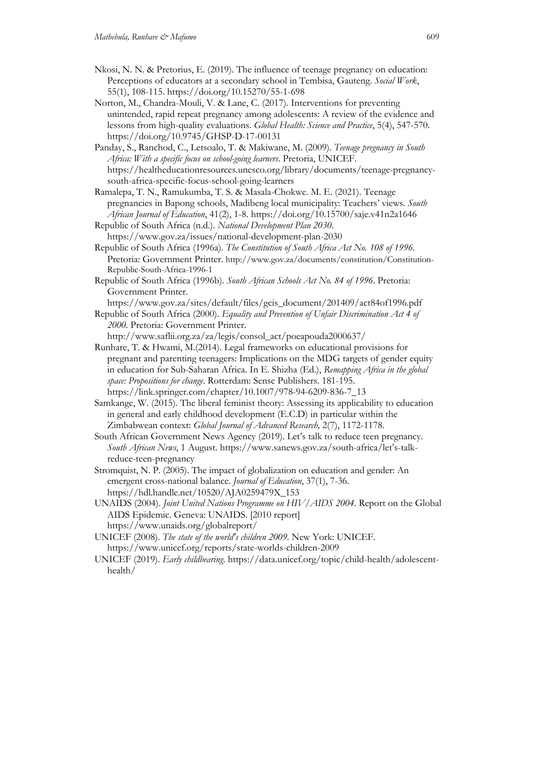Nkosi, N. N. & Pretorius, E. (2019). The influence of teenage pregnancy on education: Perceptions of educators at a secondary school in Tembisa, Gauteng. *Social Work*, 55(1), 108-115. https://doi.org/10.15270/55-1-698

Norton, M., Chandra-Mouli, V. & Lane, C. (2017). Interventions for preventing unintended, rapid repeat pregnancy among adolescents: A review of the evidence and lessons from high-quality evaluations. *Global Health: Science and Practice*, 5(4), 547-570. https://doi.org/10.9745/GHSP-D-17-00131

Panday, S., Ranchod, C., Letsoalo, T. & Makiwane, M. (2009). *Teenage pregnancy in South Africa: With a specific focus on school-going learners*. Pretoria, UNICEF. https://healtheducationresources.unesco.org/library/documents/teenage-pregnancy-south-africa-specific-focus-school-going-learners

Ramalepa, T. N., Ramukumba, T. S. & Masala-Chokwe. M. E. (2021). Teenage pregnancies in Bapong schools, Madibeng local municipality: Teachers' views. *South African Journal of Education*, 41(2), 1-8. https://doi.org/10.15700/saje.v41n2a1646

Republic of South Africa (n.d.). *National Development Plan 2030*. https://www.gov.za/issues/national-development-plan-2030

Republic of South Africa (1996a). *The Constitution of South Africa Act No. 108 of 1996*. Pretoria: Government Printer. http://www.gov.za/documents/constitution/Constitution-Republic-South-Africa-1996-1

Republic of South Africa (1996b). *South African Schools Act No. 84 of 1996*. Pretoria: Government Printer. https://www.gov.za/sites/default/files/gcis_document/201409/act84of1996.pdf

Republic of South Africa (2000). *Equality and Prevention of Unfair Discrimination Act 4 of 2000*. Pretoria: Government Printer. http://www.saflii.org.za/za/legis/consol_act/poeapouda2000637/

Runhare, T. & Hwami, M.(2014). Legal frameworks on educational provisions for pregnant and parenting teenagers: Implications on the MDG targets of gender equity in education for Sub-Saharan Africa. In E. Shizha (Ed.), *Remapping Africa in the global space: Propositions for change*. Rotterdam: Sense Publishers. 181-195. https://link.springer.com/chapter/10.1007/978-94-6209-836-7_13

Samkange, W. (2015). The liberal feminist theory: Assessing its applicability to education in general and early childhood development (E.C.D) in particular within the Zimbabwean context: *Global Journal of Advanced Research,* 2(7), 1172-1178.

South African Government News Agency (2019). Let's talk to reduce teen pregnancy. *South African News*, 1 August. https://www.sanews.gov.za/south-africa/let's-talk-reduce-teen-pregnancy

Stromquist, N. P. (2005). The impact of globalization on education and gender: An emergent cross-national balance. *Journal of Education*, 37(1), 7-36. https://hdl.handle.net/10520/AJA0259479X_153

UNAIDS (2004). *Joint United Nations Programme on HIV/AIDS 2004*. Report on the Global AIDS Epidemic. Geneva: UNAIDS. [2010 report] https://www.unaids.org/globalreport/

UNICEF (2008). *The state of the world's children 2009*. New York: UNICEF. https://www.unicef.org/reports/state-worlds-children-2009

UNICEF (2019). *Early childbearing*. https://data.unicef.org/topic/child-health/adolescent-health/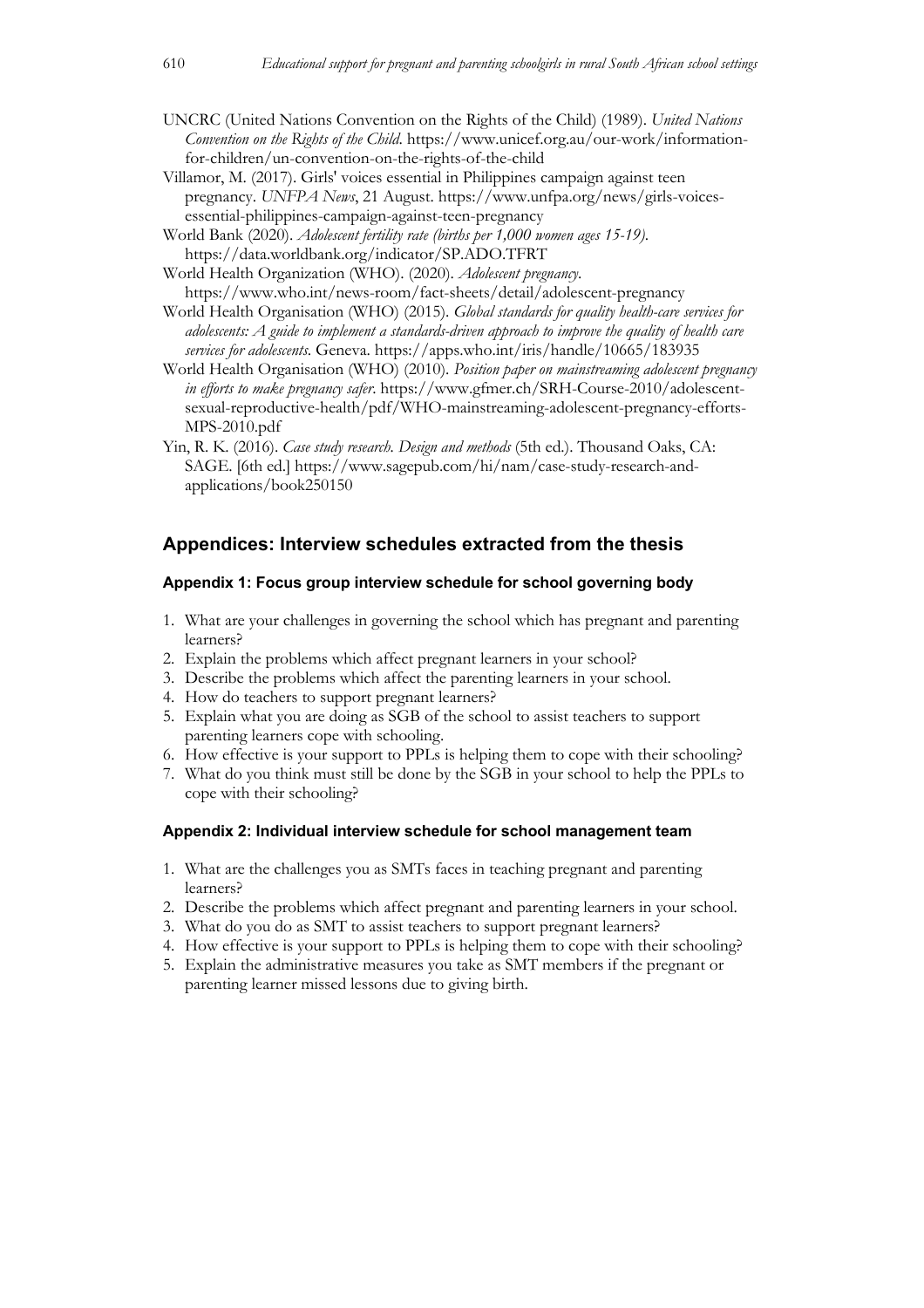UNCRC (United Nations Convention on the Rights of the Child) (1989). *United Nations Convention on the Rights of the Child*. https://www.unicef.org.au/our-work/information-for-children/un-convention-on-the-rights-of-the-child

Villamor, M. (2017). Girls' voices essential in Philippines campaign against teen pregnancy. *UNFPA News*, 21 August. https://www.unfpa.org/news/girls-voices-essential-philippines-campaign-against-teen-pregnancy

World Bank (2020). *Adolescent fertility rate (births per 1,000 women ages 15-19).* https://data.worldbank.org/indicator/SP.ADO.TFRT

World Health Organization (WHO). (2020). *Adolescent pregnancy*. https://www.who.int/news-room/fact-sheets/detail/adolescent-pregnancy

World Health Organisation (WHO) (2015). *Global standards for quality health-care services for adolescents: A guide to implement a standards-driven approach to improve the quality of health care services for adolescents.* Geneva. https://apps.who.int/iris/handle/10665/183935

World Health Organisation (WHO) (2010). *Position paper on mainstreaming adolescent pregnancy in efforts to make pregnancy safer*. https://www.gfmer.ch/SRH-Course-2010/adolescent-sexual-reproductive-health/pdf/WHO-mainstreaming-adolescent-pregnancy-efforts-MPS-2010.pdf

Yin, R. K. (2016). *Case study research. Design and methods* (5th ed.). Thousand Oaks, CA: SAGE. [6th ed.] https://www.sagepub.com/hi/nam/case-study-research-and-applications/book250150

## Appendices: Interview schedules extracted from the thesis

### Appendix 1: Focus group interview schedule for school governing body

1. What are your challenges in governing the school which has pregnant and parenting learners?
2. Explain the problems which affect pregnant learners in your school?
3. Describe the problems which affect the parenting learners in your school.
4. How do teachers to support pregnant learners?
5. Explain what you are doing as SGB of the school to assist teachers to support parenting learners cope with schooling.
6. How effective is your support to PPLs is helping them to cope with their schooling?
7. What do you think must still be done by the SGB in your school to help the PPLs to cope with their schooling?

### Appendix 2: Individual interview schedule for school management team

1. What are the challenges you as SMTs faces in teaching pregnant and parenting learners?
2. Describe the problems which affect pregnant and parenting learners in your school.
3. What do you do as SMT to assist teachers to support pregnant learners?
4. How effective is your support to PPLs is helping them to cope with their schooling?
5. Explain the administrative measures you take as SMT members if the pregnant or parenting learner missed lessons due to giving birth.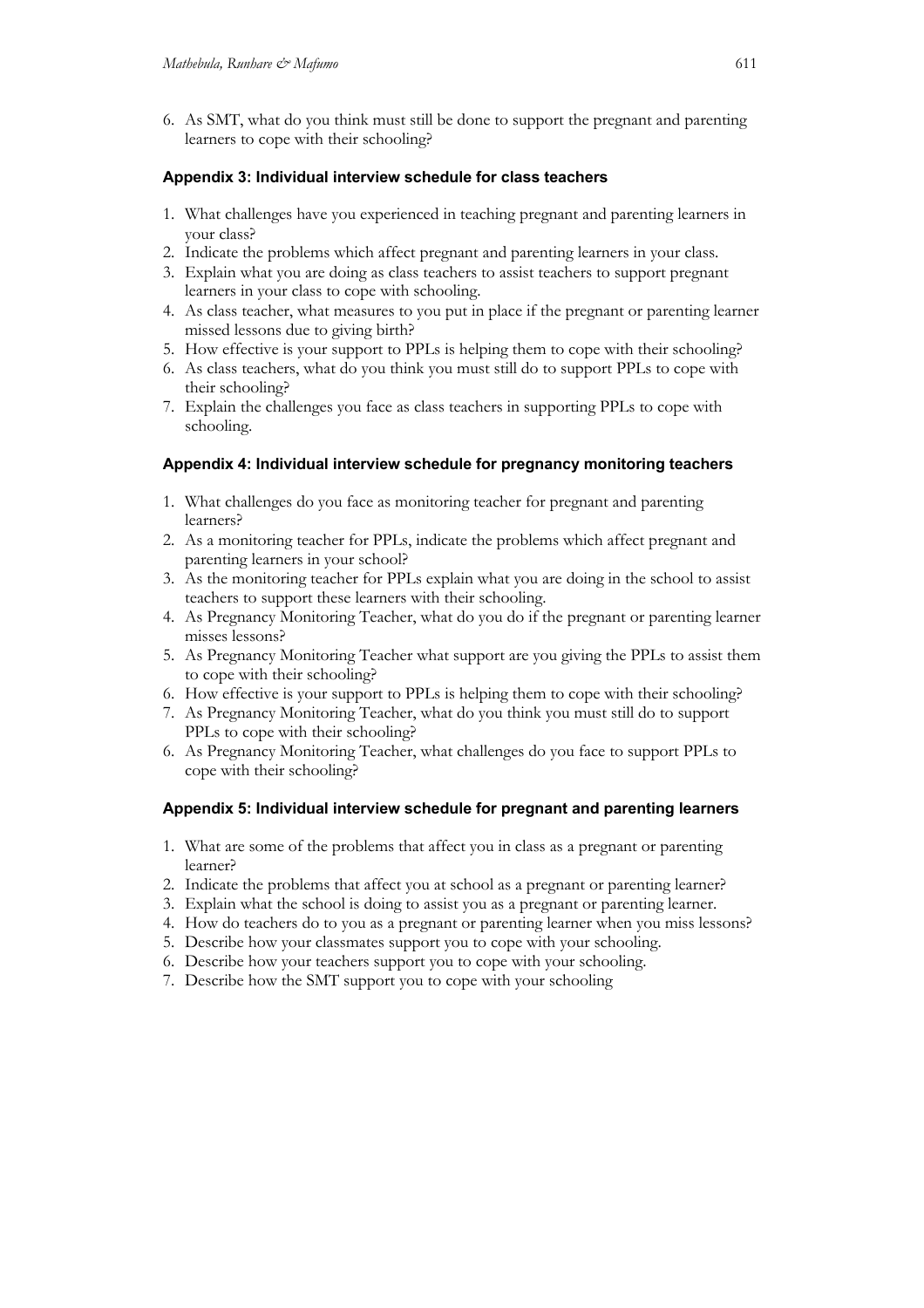6. As SMT, what do you think must still be done to support the pregnant and parenting learners to cope with their schooling?

### Appendix 3: Individual interview schedule for class teachers

1. What challenges have you experienced in teaching pregnant and parenting learners in your class?
2. Indicate the problems which affect pregnant and parenting learners in your class.
3. Explain what you are doing as class teachers to assist teachers to support pregnant learners in your class to cope with schooling.
4. As class teacher, what measures to you put in place if the pregnant or parenting learner missed lessons due to giving birth?
5. How effective is your support to PPLs is helping them to cope with their schooling?
6. As class teachers, what do you think you must still do to support PPLs to cope with their schooling?
7. Explain the challenges you face as class teachers in supporting PPLs to cope with schooling.

### Appendix 4: Individual interview schedule for pregnancy monitoring teachers

1. What challenges do you face as monitoring teacher for pregnant and parenting learners?
2. As a monitoring teacher for PPLs, indicate the problems which affect pregnant and parenting learners in your school?
3. As the monitoring teacher for PPLs explain what you are doing in the school to assist teachers to support these learners with their schooling.
4. As Pregnancy Monitoring Teacher, what do you do if the pregnant or parenting learner misses lessons?
5. As Pregnancy Monitoring Teacher what support are you giving the PPLs to assist them to cope with their schooling?
6. How effective is your support to PPLs is helping them to cope with their schooling?
7. As Pregnancy Monitoring Teacher, what do you think you must still do to support PPLs to cope with their schooling?
6. As Pregnancy Monitoring Teacher, what challenges do you face to support PPLs to cope with their schooling?

### Appendix 5: Individual interview schedule for pregnant and parenting learners

1. What are some of the problems that affect you in class as a pregnant or parenting learner?
2. Indicate the problems that affect you at school as a pregnant or parenting learner?
3. Explain what the school is doing to assist you as a pregnant or parenting learner.
4. How do teachers do to you as a pregnant or parenting learner when you miss lessons?
5. Describe how your classmates support you to cope with your schooling.
6. Describe how your teachers support you to cope with your schooling.
7. Describe how the SMT support you to cope with your schooling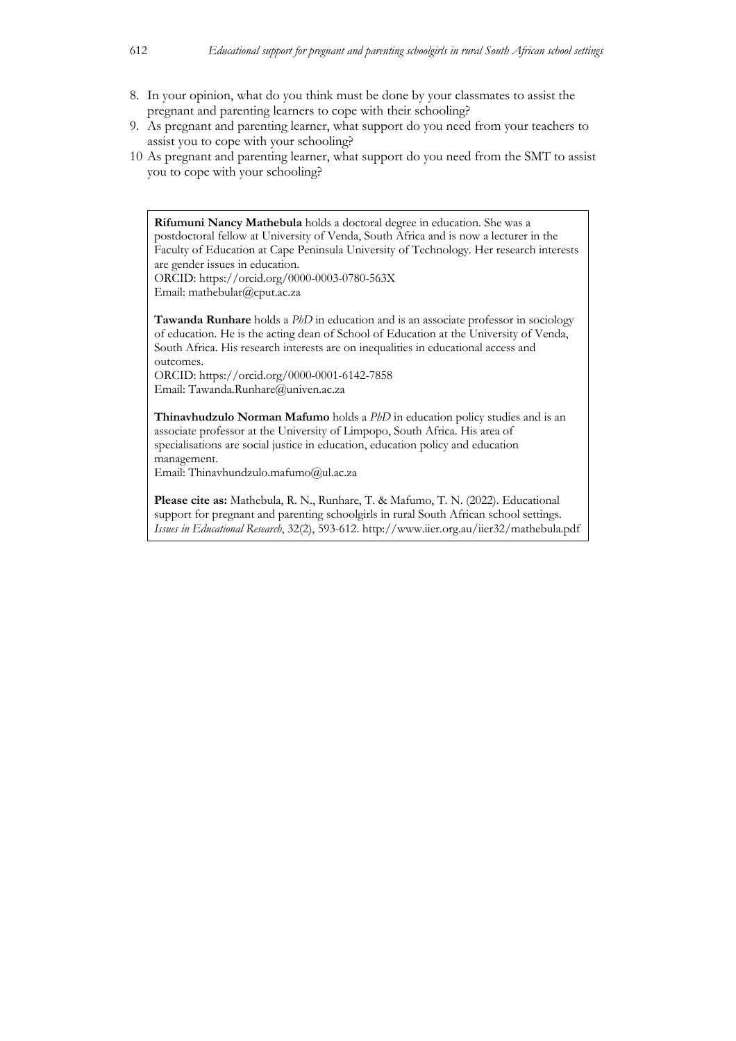8. In your opinion, what do you think must be done by your classmates to assist the pregnant and parenting learners to cope with their schooling?
9. As pregnant and parenting learner, what support do you need from your teachers to assist you to cope with your schooling?
10. As pregnant and parenting learner, what support do you need from the SMT to assist you to cope with your schooling?

**Rifumuni Nancy Mathebula** holds a doctoral degree in education. She was a postdoctoral fellow at University of Venda, South Africa and is now a lecturer in the Faculty of Education at Cape Peninsula University of Technology. Her research interests are gender issues in education.
ORCID: https://orcid.org/0000-0003-0780-563X
Email: mathebular@cput.ac.za

**Tawanda Runhare** holds a *PhD* in education and is an associate professor in sociology of education. He is the acting dean of School of Education at the University of Venda, South Africa. His research interests are on inequalities in educational access and outcomes.
ORCID: https://orcid.org/0000-0001-6142-7858
Email: Tawanda.Runhare@univen.ac.za

**Thinavhudzulo Norman Mafumo** holds a *PhD* in education policy studies and is an associate professor at the University of Limpopo, South Africa. His area of specialisations are social justice in education, education policy and education management.
Email: Thinavhundzulo.mafumo@ul.ac.za

**Please cite as:** Mathebula, R. N., Runhare, T. & Mafumo, T. N. (2022). Educational support for pregnant and parenting schoolgirls in rural South African school settings. *Issues in Educational Research*, 32(2), 593-612. http://www.iier.org.au/iier32/mathebula.pdf